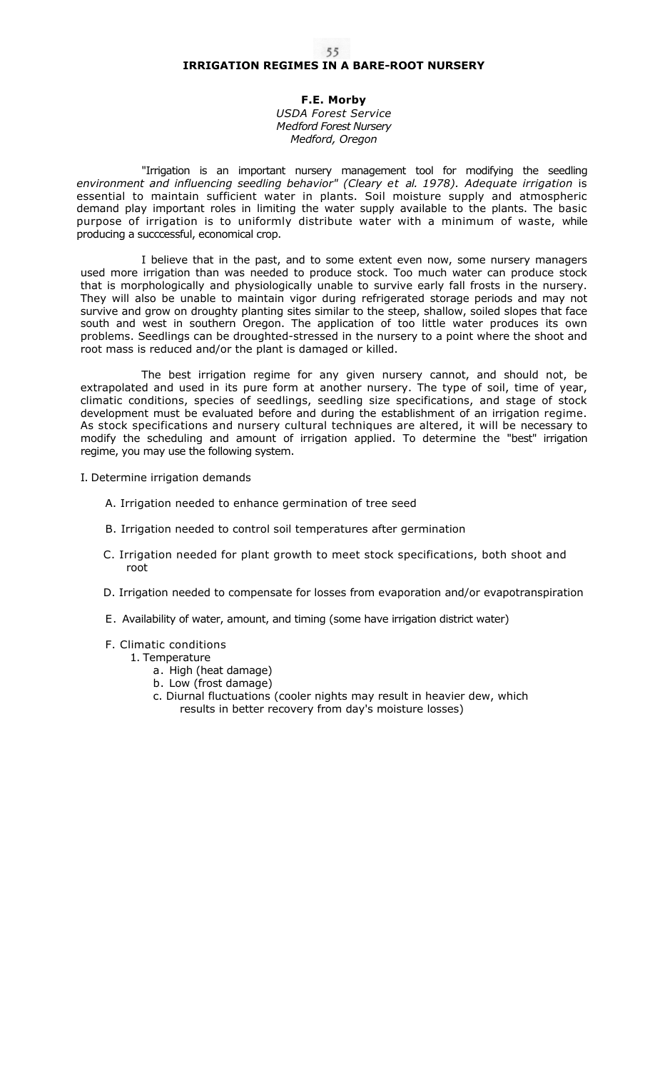# IRRIGATION REGIMES IN A BARE-ROOT NURSERY

**F.E. Morby**
*USDA Forest Service*
*Medford Forest Nursery*
*Medford, Oregon*

"Irrigation is an important nursery management tool for modifying the seedling *environment and influencing seedling behavior" (Cleary et al. 1978). Adequate irrigation* is essential to maintain sufficient water in plants. Soil moisture supply and atmospheric demand play important roles in limiting the water supply available to the plants. The basic purpose of irrigation is to uniformly distribute water with a minimum of waste, while producing a succcessful, economical crop.

I believe that in the past, and to some extent even now, some nursery managers used more irrigation than was needed to produce stock. Too much water can produce stock that is morphologically and physiologically unable to survive early fall frosts in the nursery. They will also be unable to maintain vigor during refrigerated storage periods and may not survive and grow on droughty planting sites similar to the steep, shallow, soiled slopes that face south and west in southern Oregon. The application of too little water produces its own problems. Seedlings can be droughted-stressed in the nursery to a point where the shoot and root mass is reduced and/or the plant is damaged or killed.

The best irrigation regime for any given nursery cannot, and should not, be extrapolated and used in its pure form at another nursery. The type of soil, time of year, climatic conditions, species of seedlings, seedling size specifications, and stage of stock development must be evaluated before and during the establishment of an irrigation regime. As stock specifications and nursery cultural techniques are altered, it will be necessary to modify the scheduling and amount of irrigation applied. To determine the "best" irrigation regime, you may use the following system.

I. Determine irrigation demands

- A. Irrigation needed to enhance germination of tree seed
- B. Irrigation needed to control soil temperatures after germination
- C. Irrigation needed for plant growth to meet stock specifications, both shoot and root
- D. Irrigation needed to compensate for losses from evaporation and/or evapotranspiration
- E. Availability of water, amount, and timing (some have irrigation district water)
- F. Climatic conditions
  1. Temperature
     - a. High (heat damage)
     - b. Low (frost damage)
     - c. Diurnal fluctuations (cooler nights may result in heavier dew, which results in better recovery from day's moisture losses)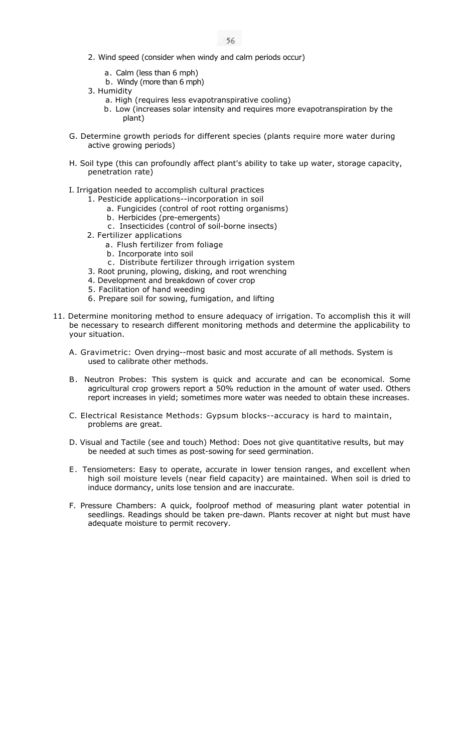2. Wind speed (consider when windy and calm periods occur)
    a. Calm (less than 6 mph)
    b. Windy (more than 6 mph)
3. Humidity
    a. High (requires less evapotranspirative cooling)
    b. Low (increases solar intensity and requires more evapotranspiration by the plant)

G. Determine growth periods for different species (plants require more water during active growing periods)

H. Soil type (this can profoundly affect plant's ability to take up water, storage capacity, penetration rate)

I. Irrigation needed to accomplish cultural practices
1. Pesticide applications--incorporation in soil
    a. Fungicides (control of root rotting organisms)
    b. Herbicides (pre-emergents)
    c. Insecticides (control of soil-borne insects)
2. Fertilizer applications
    a. Flush fertilizer from foliage
    b. Incorporate into soil
    c. Distribute fertilizer through irrigation system
3. Root pruning, plowing, disking, and root wrenching
4. Development and breakdown of cover crop
5. Facilitation of hand weeding
6. Prepare soil for sowing, fumigation, and lifting

11. Determine monitoring method to ensure adequacy of irrigation. To accomplish this it will be necessary to research different monitoring methods and determine the applicability to your situation.

A. Gravimetric: Oven drying--most basic and most accurate of all methods. System is used to calibrate other methods.

B. Neutron Probes: This system is quick and accurate and can be economical. Some agricultural crop growers report a 50% reduction in the amount of water used. Others report increases in yield; sometimes more water was needed to obtain these increases.

C. Electrical Resistance Methods: Gypsum blocks--accuracy is hard to maintain, problems are great.

D. Visual and Tactile (see and touch) Method: Does not give quantitative results, but may be needed at such times as post-sowing for seed germination.

E. Tensiometers: Easy to operate, accurate in lower tension ranges, and excellent when high soil moisture levels (near field capacity) are maintained. When soil is dried to induce dormancy, units lose tension and are inaccurate.

F. Pressure Chambers: A quick, foolproof method of measuring plant water potential in seedlings. Readings should be taken pre-dawn. Plants recover at night but must have adequate moisture to permit recovery.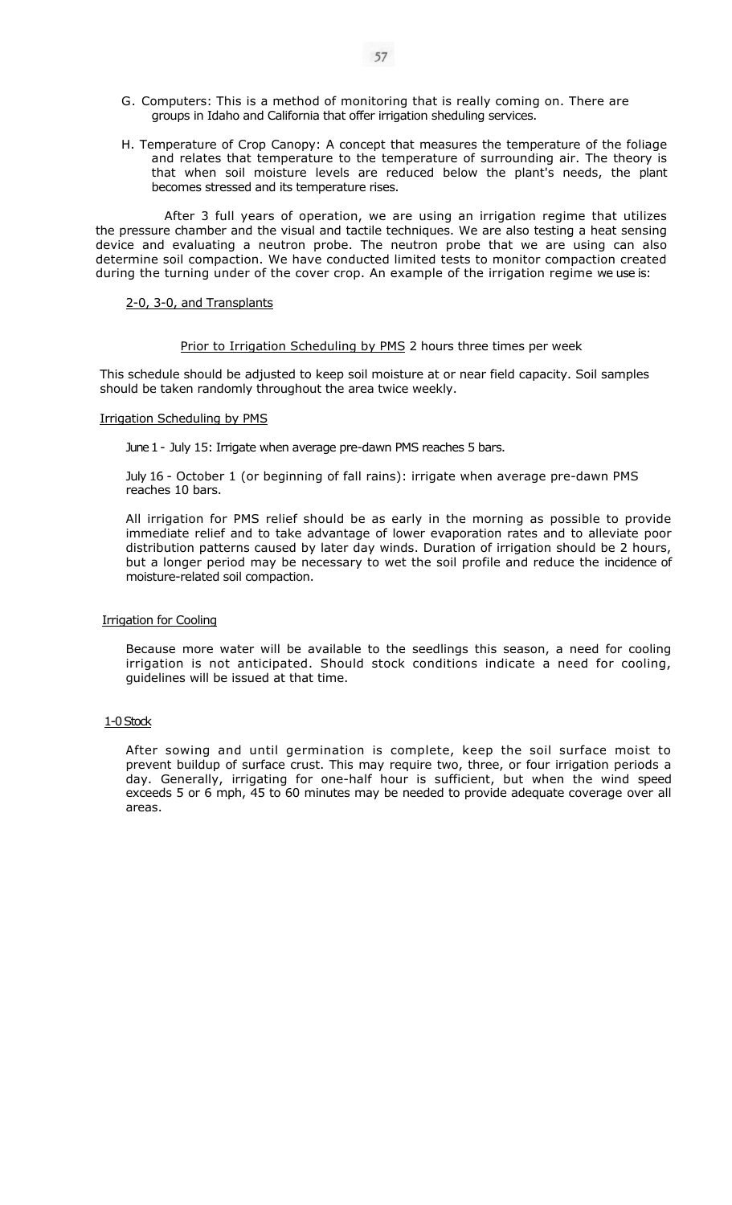G. Computers: This is a method of monitoring that is really coming on. There are groups in Idaho and California that offer irrigation sheduling services.

H. Temperature of Crop Canopy: A concept that measures the temperature of the foliage and relates that temperature to the temperature of surrounding air. The theory is that when soil moisture levels are reduced below the plant's needs, the plant becomes stressed and its temperature rises.

After 3 full years of operation, we are using an irrigation regime that utilizes the pressure chamber and the visual and tactile techniques. We are also testing a heat sensing device and evaluating a neutron probe. The neutron probe that we are using can also determine soil compaction. We have conducted limited tests to monitor compaction created during the turning under of the cover crop. An example of the irrigation regime we use is:

<u>2-0, 3-0, and Transplants</u>

<u>Prior to Irrigation Scheduling by PMS</u> 2 hours three times per week

This schedule should be adjusted to keep soil moisture at or near field capacity. Soil samples should be taken randomly throughout the area twice weekly.

<u>Irrigation Scheduling by PMS</u>

June 1 - July 15: Irrigate when average pre-dawn PMS reaches 5 bars.

July 16 - October 1 (or beginning of fall rains): irrigate when average pre-dawn PMS reaches 10 bars.

All irrigation for PMS relief should be as early in the morning as possible to provide immediate relief and to take advantage of lower evaporation rates and to alleviate poor distribution patterns caused by later day winds. Duration of irrigation should be 2 hours, but a longer period may be necessary to wet the soil profile and reduce the incidence of moisture-related soil compaction.

<u>Irrigation for Cooling</u>

Because more water will be available to the seedlings this season, a need for cooling irrigation is not anticipated. Should stock conditions indicate a need for cooling, guidelines will be issued at that time.

<u>1-0 Stock</u>

After sowing and until germination is complete, keep the soil surface moist to prevent buildup of surface crust. This may require two, three, or four irrigation periods a day. Generally, irrigating for one-half hour is sufficient, but when the wind speed exceeds 5 or 6 mph, 45 to 60 minutes may be needed to provide adequate coverage over all areas.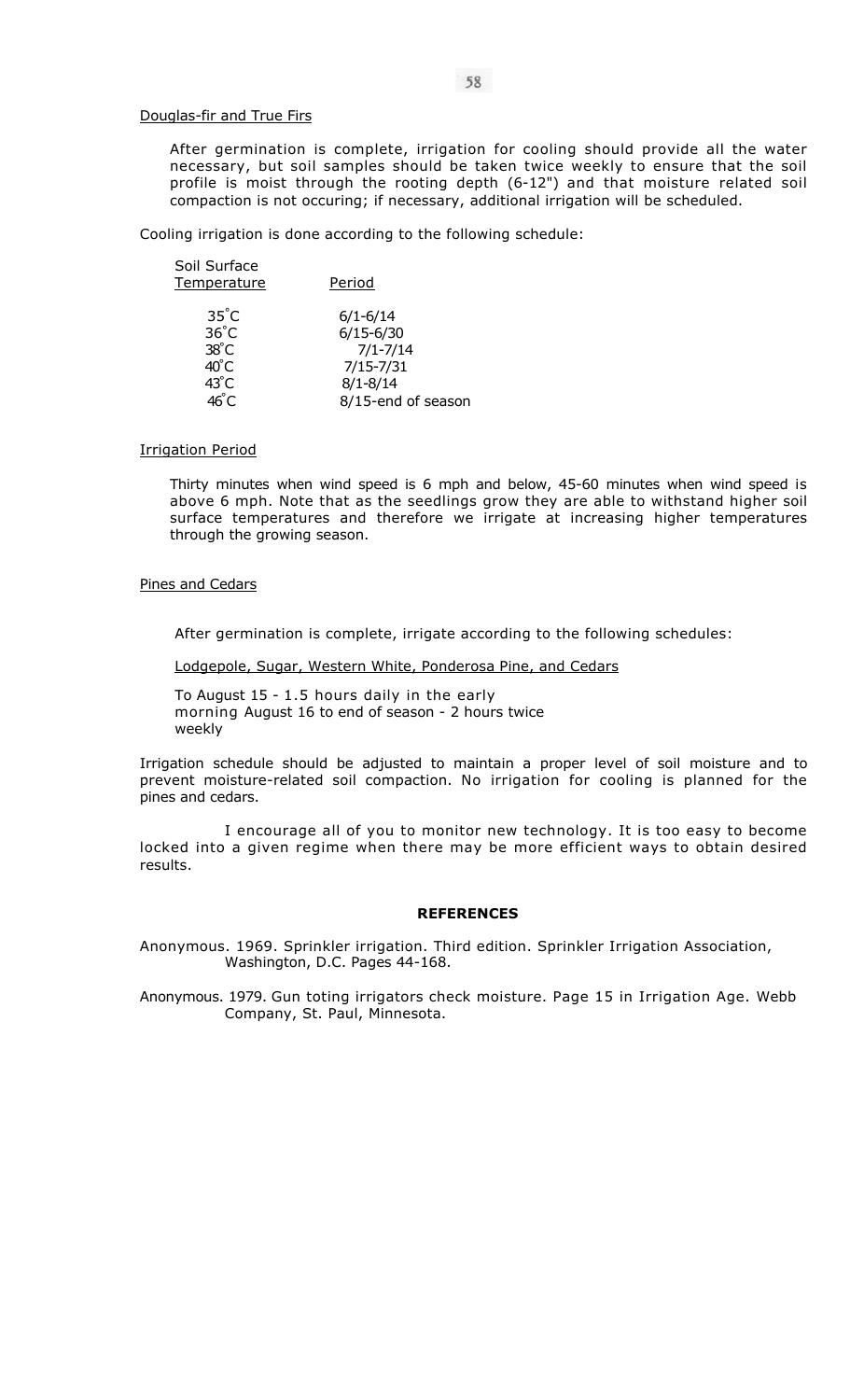Douglas-fir and True Firs

After germination is complete, irrigation for cooling should provide all the water necessary, but soil samples should be taken twice weekly to ensure that the soil profile is moist through the rooting depth (6-12") and that moisture related soil compaction is not occuring; if necessary, additional irrigation will be scheduled.

Cooling irrigation is done according to the following schedule:

| Soil Surface Temperature | Period |
|---|---|
| 35°C | 6/1-6/14 |
| 36°C | 6/15-6/30 |
| 38°C | 7/1-7/14 |
| 40°C | 7/15-7/31 |
| 43°C | 8/1-8/14 |
| 46°C | 8/15-end of season |

Irrigation Period

Thirty minutes when wind speed is 6 mph and below, 45-60 minutes when wind speed is above 6 mph. Note that as the seedlings grow they are able to withstand higher soil surface temperatures and therefore we irrigate at increasing higher temperatures through the growing season.

Pines and Cedars

After germination is complete, irrigate according to the following schedules:

Lodgepole, Sugar, Western White, Ponderosa Pine, and Cedars

To August 15 - 1.5 hours daily in the early morning August 16 to end of season - 2 hours twice weekly

Irrigation schedule should be adjusted to maintain a proper level of soil moisture and to prevent moisture-related soil compaction. No irrigation for cooling is planned for the pines and cedars.

I encourage all of you to monitor new technology. It is too easy to become locked into a given regime when there may be more efficient ways to obtain desired results.

**REFERENCES**

Anonymous. 1969. Sprinkler irrigation. Third edition. Sprinkler Irrigation Association, Washington, D.C. Pages 44-168.

Anonymous. 1979. Gun toting irrigators check moisture. Page 15 in Irrigation Age. Webb Company, St. Paul, Minnesota.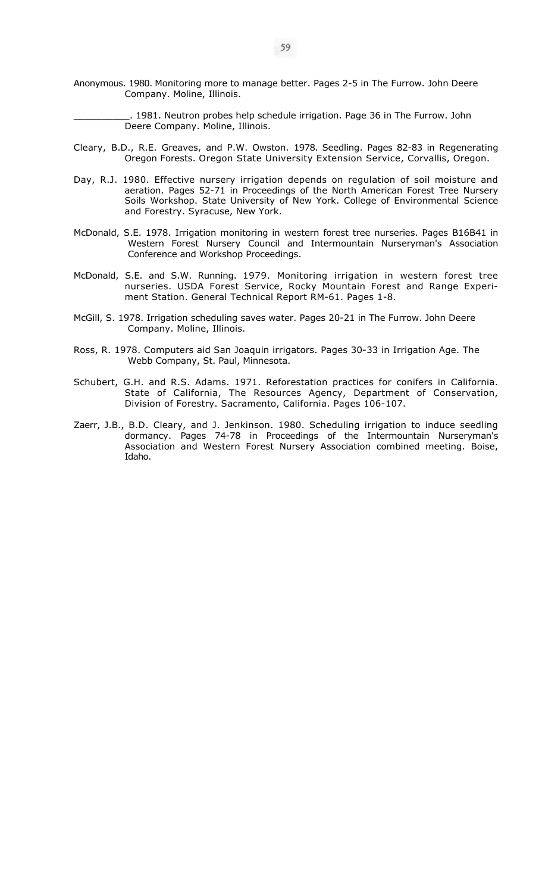Anonymous. 1980. Monitoring more to manage better. Pages 2-5 in The Furrow. John Deere Company. Moline, Illinois.

__________. 1981. Neutron probes help schedule irrigation. Page 36 in The Furrow. John Deere Company. Moline, Illinois.

Cleary, B.D., R.E. Greaves, and P.W. Owston. 1978. Seedling. Pages 82-83 in Regenerating Oregon Forests. Oregon State University Extension Service, Corvallis, Oregon.

Day, R.J. 1980. Effective nursery irrigation depends on regulation of soil moisture and aeration. Pages 52-71 in Proceedings of the North American Forest Tree Nursery Soils Workshop. State University of New York. College of Environmental Science and Forestry. Syracuse, New York.

McDonald, S.E. 1978. Irrigation monitoring in western forest tree nurseries. Pages B16B41 in Western Forest Nursery Council and Intermountain Nurseryman's Association Conference and Workshop Proceedings.

McDonald, S.E. and S.W. Running. 1979. Monitoring irrigation in western forest tree nurseries. USDA Forest Service, Rocky Mountain Forest and Range Experiment Station. General Technical Report RM-61. Pages 1-8.

McGill, S. 1978. Irrigation scheduling saves water. Pages 20-21 in The Furrow. John Deere Company. Moline, Illinois.

Ross, R. 1978. Computers aid San Joaquin irrigators. Pages 30-33 in Irrigation Age. The Webb Company, St. Paul, Minnesota.

Schubert, G.H. and R.S. Adams. 1971. Reforestation practices for conifers in California. State of California, The Resources Agency, Department of Conservation, Division of Forestry. Sacramento, California. Pages 106-107.

Zaerr, J.B., B.D. Cleary, and J. Jenkinson. 1980. Scheduling irrigation to induce seedling dormancy. Pages 74-78 in Proceedings of the Intermountain Nurseryman's Association and Western Forest Nursery Association combined meeting. Boise, Idaho.